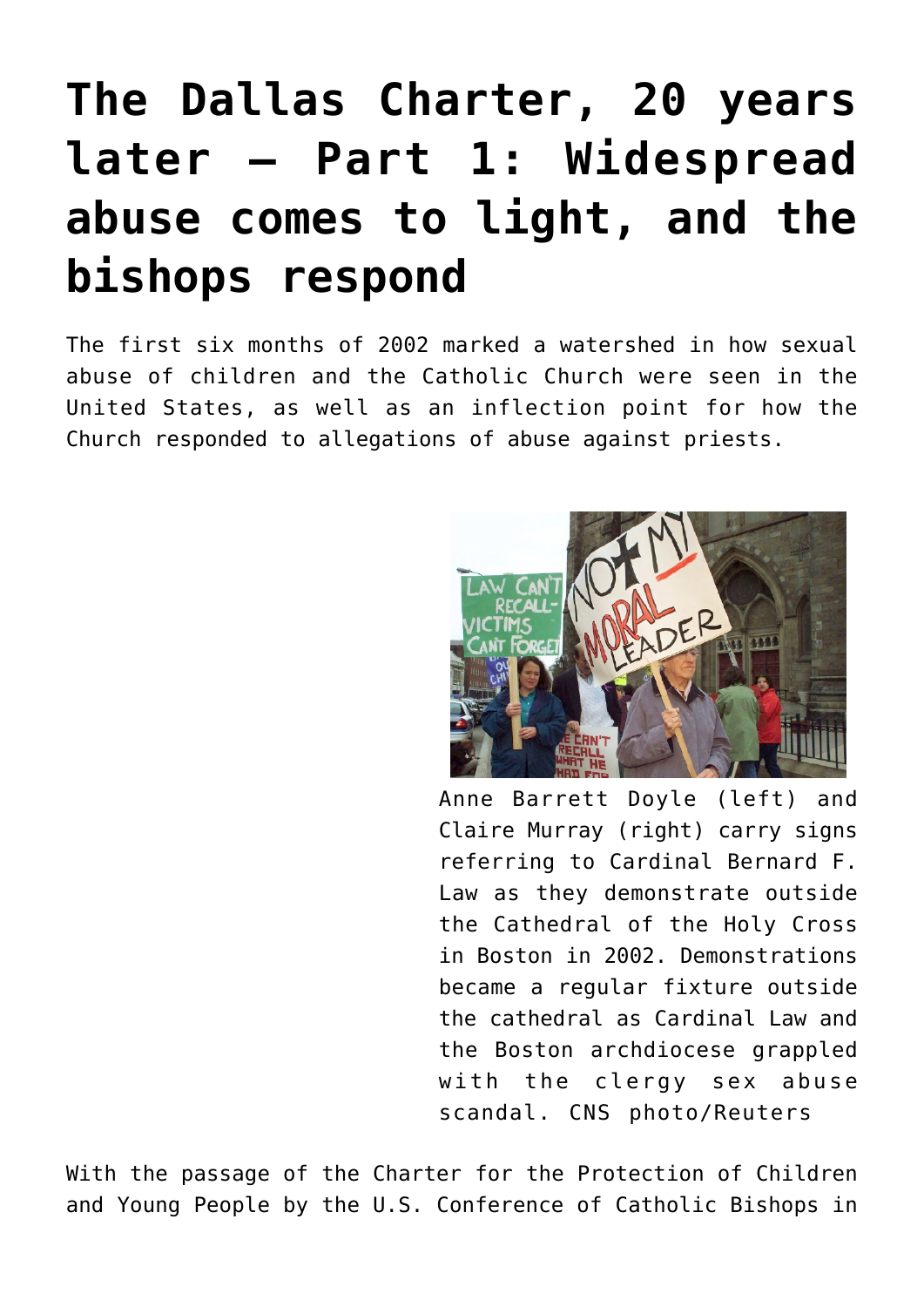# The Dallas Charter, 20 years later – Part 1: Widespread abuse comes to light, and the bishops respond

The first six months of 2002 marked a watershed in how sexual abuse of children and the Catholic Church were seen in the United States, as well as an inflection point for how the Church responded to allegations of abuse against priests.

Anne Barrett Doyle (left) and Claire Murray (right) carry signs referring to Cardinal Bernard F. Law as they demonstrate outside the Cathedral of the Holy Cross in Boston in 2002. Demonstrations became a regular fixture outside the cathedral as Cardinal Law and the Boston archdiocese grappled with the clergy sex abuse scandal. CNS photo/Reuters

With the passage of the Charter for the Protection of Children and Young People by the U.S. Conference of Catholic Bishops in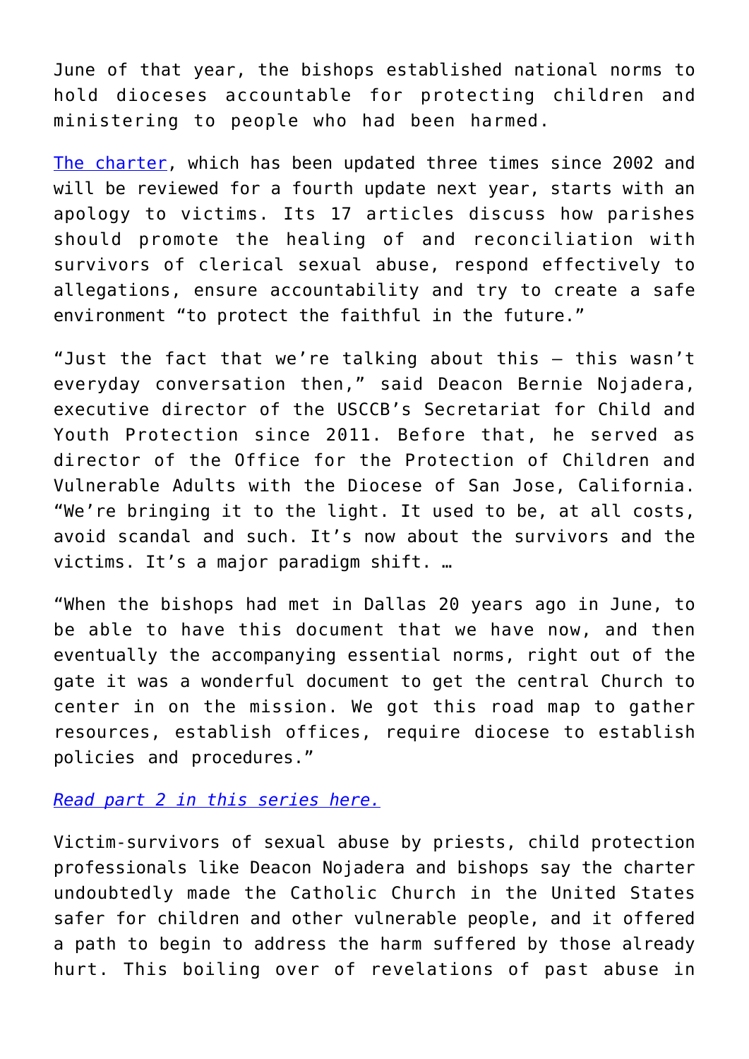June of that year, the bishops established national norms to hold dioceses accountable for protecting children and ministering to people who had been harmed.

[The charter](), which has been updated three times since 2002 and will be reviewed for a fourth update next year, starts with an apology to victims. Its 17 articles discuss how parishes should promote the healing of and reconciliation with survivors of clerical sexual abuse, respond effectively to allegations, ensure accountability and try to create a safe environment "to protect the faithful in the future."

"Just the fact that we're talking about this — this wasn't everyday conversation then," said Deacon Bernie Nojadera, executive director of the USCCB's Secretariat for Child and Youth Protection since 2011. Before that, he served as director of the Office for the Protection of Children and Vulnerable Adults with the Diocese of San Jose, California. "We're bringing it to the light. It used to be, at all costs, avoid scandal and such. It's now about the survivors and the victims. It's a major paradigm shift. …

"When the bishops had met in Dallas 20 years ago in June, to be able to have this document that we have now, and then eventually the accompanying essential norms, right out of the gate it was a wonderful document to get the central Church to center in on the mission. We got this road map to gather resources, establish offices, require diocese to establish policies and procedures."

*[Read part 2 in this series here.]()*

Victim-survivors of sexual abuse by priests, child protection professionals like Deacon Nojadera and bishops say the charter undoubtedly made the Catholic Church in the United States safer for children and other vulnerable people, and it offered a path to begin to address the harm suffered by those already hurt. This boiling over of revelations of past abuse in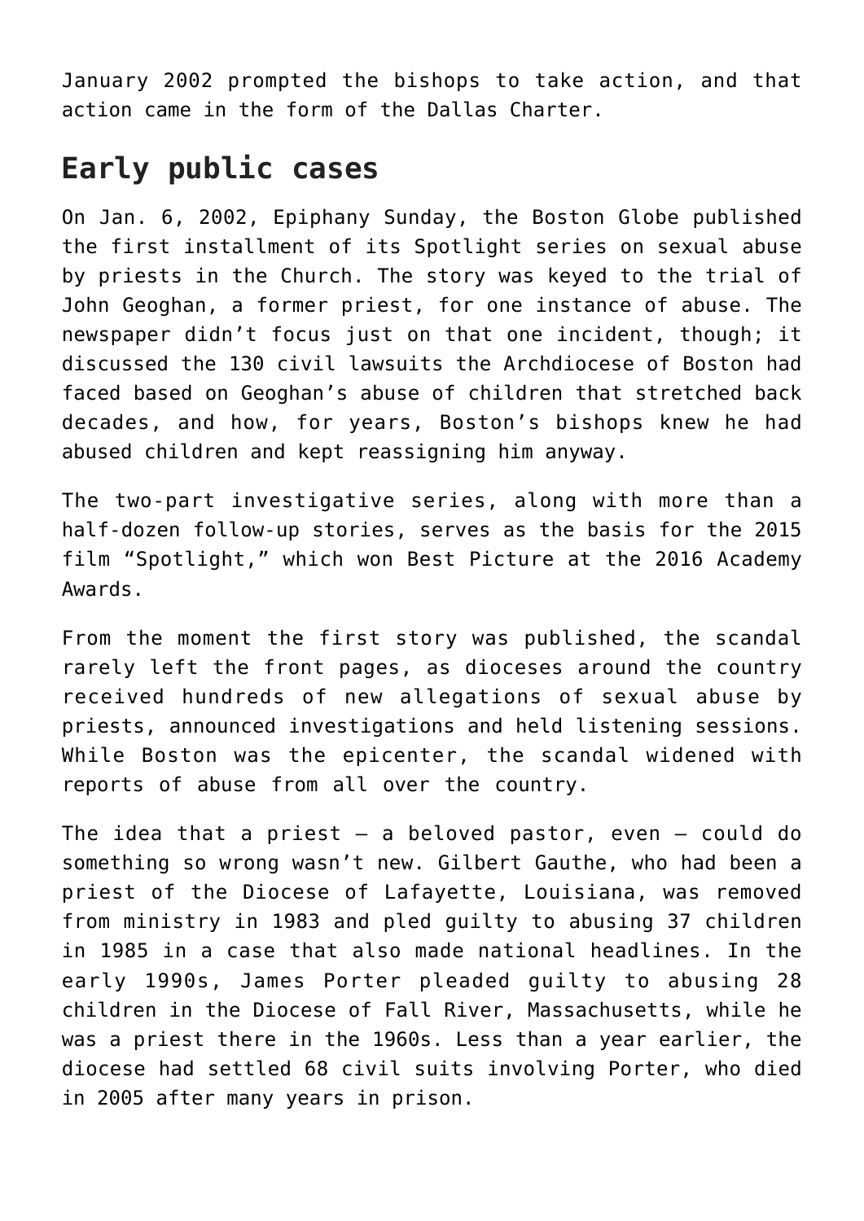January 2002 prompted the bishops to take action, and that action came in the form of the Dallas Charter.

## Early public cases

On Jan. 6, 2002, Epiphany Sunday, the Boston Globe published the first installment of its Spotlight series on sexual abuse by priests in the Church. The story was keyed to the trial of John Geoghan, a former priest, for one instance of abuse. The newspaper didn't focus just on that one incident, though; it discussed the 130 civil lawsuits the Archdiocese of Boston had faced based on Geoghan's abuse of children that stretched back decades, and how, for years, Boston's bishops knew he had abused children and kept reassigning him anyway.

The two-part investigative series, along with more than a half-dozen follow-up stories, serves as the basis for the 2015 film "Spotlight," which won Best Picture at the 2016 Academy Awards.

From the moment the first story was published, the scandal rarely left the front pages, as dioceses around the country received hundreds of new allegations of sexual abuse by priests, announced investigations and held listening sessions. While Boston was the epicenter, the scandal widened with reports of abuse from all over the country.

The idea that a priest — a beloved pastor, even — could do something so wrong wasn't new. Gilbert Gauthe, who had been a priest of the Diocese of Lafayette, Louisiana, was removed from ministry in 1983 and pled guilty to abusing 37 children in 1985 in a case that also made national headlines. In the early 1990s, James Porter pleaded guilty to abusing 28 children in the Diocese of Fall River, Massachusetts, while he was a priest there in the 1960s. Less than a year earlier, the diocese had settled 68 civil suits involving Porter, who died in 2005 after many years in prison.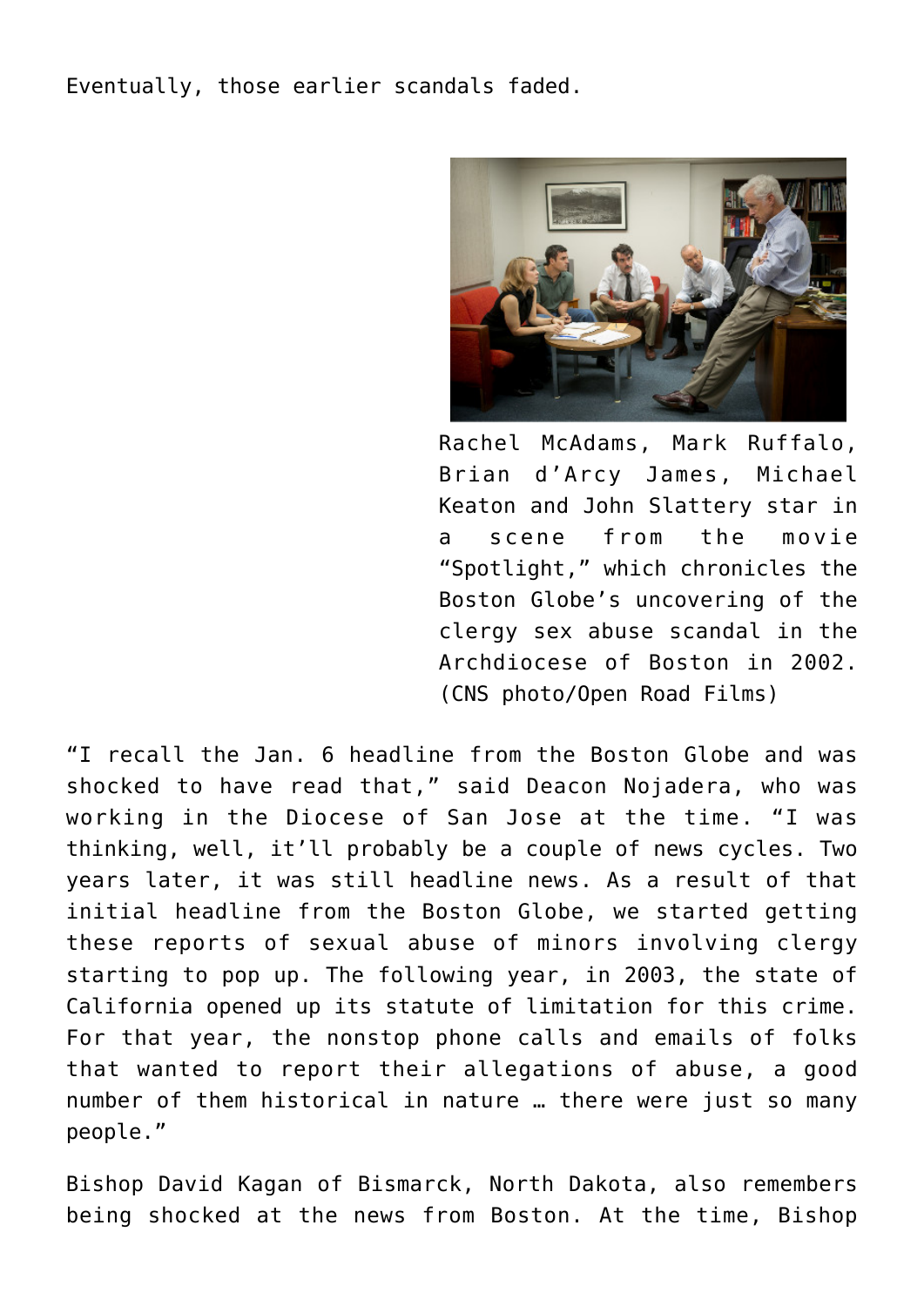Eventually, those earlier scandals faded.

Rachel McAdams, Mark Ruffalo, Brian d'Arcy James, Michael Keaton and John Slattery star in a scene from the movie "Spotlight," which chronicles the Boston Globe's uncovering of the clergy sex abuse scandal in the Archdiocese of Boston in 2002. (CNS photo/Open Road Films)

"I recall the Jan. 6 headline from the Boston Globe and was shocked to have read that," said Deacon Nojadera, who was working in the Diocese of San Jose at the time. "I was thinking, well, it'll probably be a couple of news cycles. Two years later, it was still headline news. As a result of that initial headline from the Boston Globe, we started getting these reports of sexual abuse of minors involving clergy starting to pop up. The following year, in 2003, the state of California opened up its statute of limitation for this crime. For that year, the nonstop phone calls and emails of folks that wanted to report their allegations of abuse, a good number of them historical in nature … there were just so many people."

Bishop David Kagan of Bismarck, North Dakota, also remembers being shocked at the news from Boston. At the time, Bishop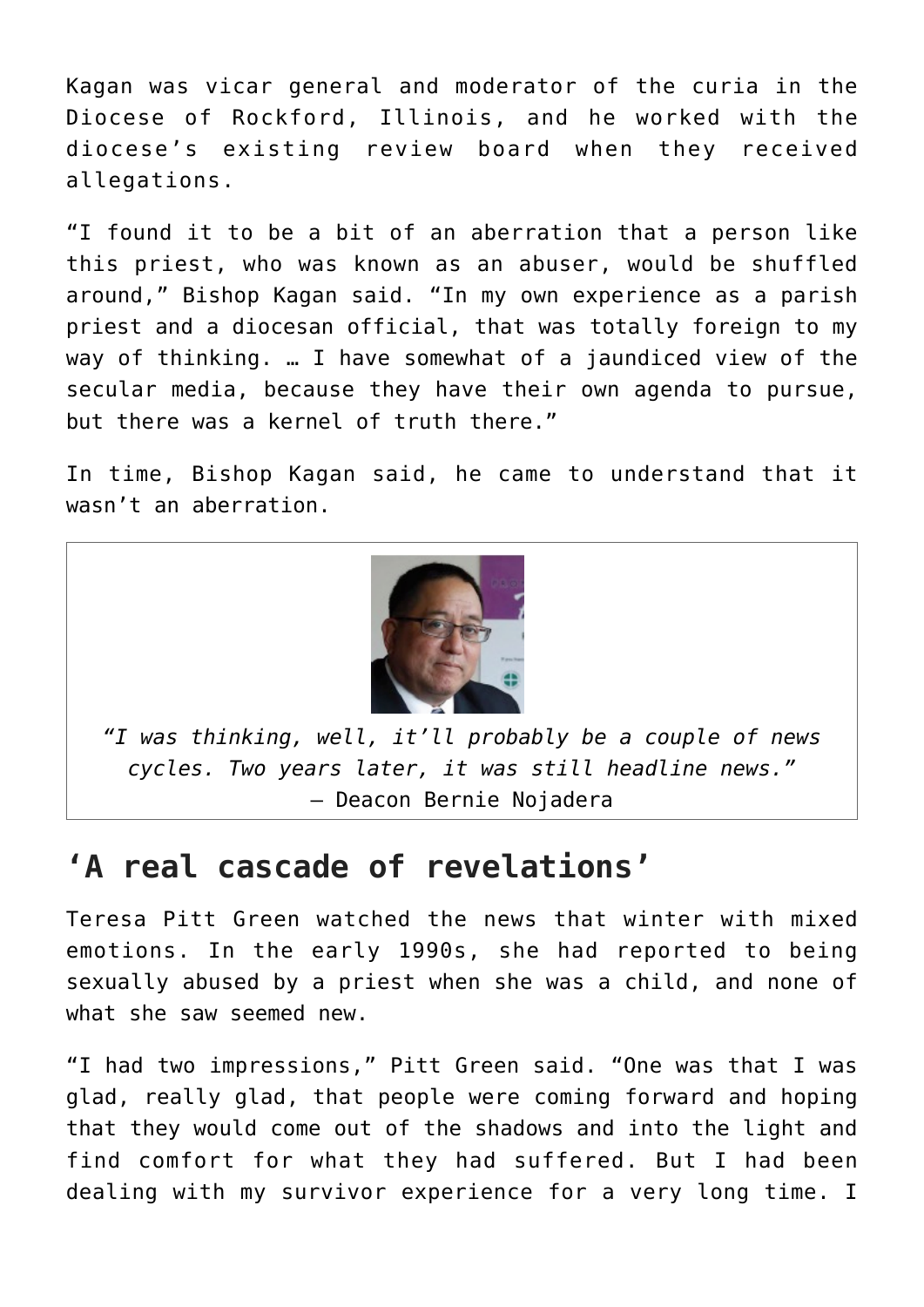Kagan was vicar general and moderator of the curia in the Diocese of Rockford, Illinois, and he worked with the diocese's existing review board when they received allegations.

"I found it to be a bit of an aberration that a person like this priest, who was known as an abuser, would be shuffled around," Bishop Kagan said. "In my own experience as a parish priest and a diocesan official, that was totally foreign to my way of thinking. … I have somewhat of a jaundiced view of the secular media, because they have their own agenda to pursue, but there was a kernel of truth there."

In time, Bishop Kagan said, he came to understand that it wasn't an aberration.

*"I was thinking, well, it'll probably be a couple of news cycles. Two years later, it was still headline news."*
— Deacon Bernie Nojadera

## 'A real cascade of revelations'

Teresa Pitt Green watched the news that winter with mixed emotions. In the early 1990s, she had reported to being sexually abused by a priest when she was a child, and none of what she saw seemed new.

"I had two impressions," Pitt Green said. "One was that I was glad, really glad, that people were coming forward and hoping that they would come out of the shadows and into the light and find comfort for what they had suffered. But I had been dealing with my survivor experience for a very long time. I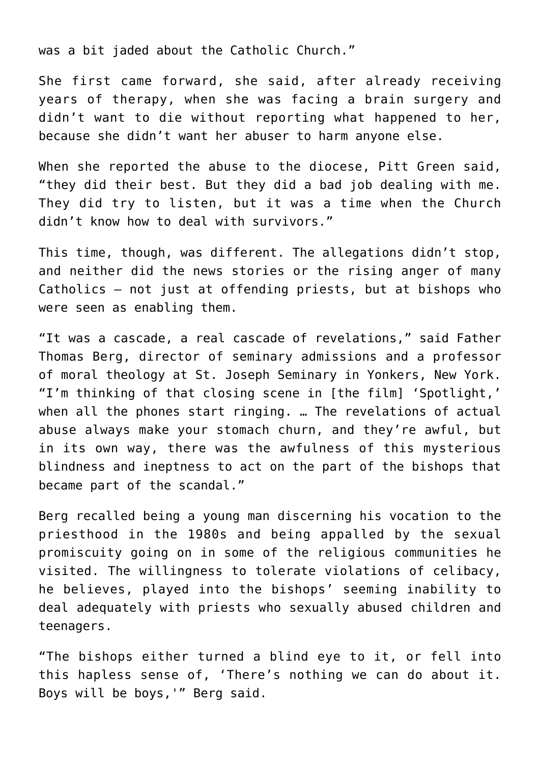was a bit jaded about the Catholic Church."

She first came forward, she said, after already receiving years of therapy, when she was facing a brain surgery and didn't want to die without reporting what happened to her, because she didn't want her abuser to harm anyone else.

When she reported the abuse to the diocese, Pitt Green said, "they did their best. But they did a bad job dealing with me. They did try to listen, but it was a time when the Church didn't know how to deal with survivors."

This time, though, was different. The allegations didn't stop, and neither did the news stories or the rising anger of many Catholics – not just at offending priests, but at bishops who were seen as enabling them.

"It was a cascade, a real cascade of revelations," said Father Thomas Berg, director of seminary admissions and a professor of moral theology at St. Joseph Seminary in Yonkers, New York. "I'm thinking of that closing scene in [the film] 'Spotlight,' when all the phones start ringing. … The revelations of actual abuse always make your stomach churn, and they're awful, but in its own way, there was the awfulness of this mysterious blindness and ineptness to act on the part of the bishops that became part of the scandal."

Berg recalled being a young man discerning his vocation to the priesthood in the 1980s and being appalled by the sexual promiscuity going on in some of the religious communities he visited. The willingness to tolerate violations of celibacy, he believes, played into the bishops' seeming inability to deal adequately with priests who sexually abused children and teenagers.

"The bishops either turned a blind eye to it, or fell into this hapless sense of, 'There's nothing we can do about it. Boys will be boys,'" Berg said.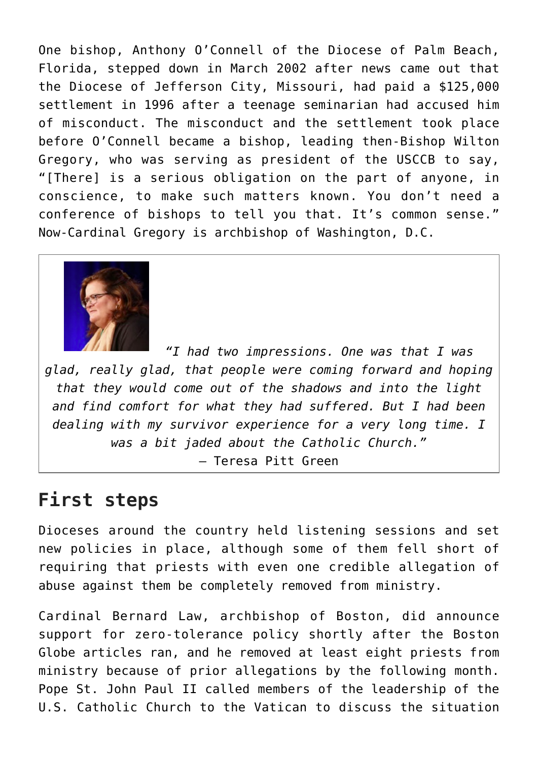One bishop, Anthony O'Connell of the Diocese of Palm Beach, Florida, stepped down in March 2002 after news came out that the Diocese of Jefferson City, Missouri, had paid a $125,000 settlement in 1996 after a teenage seminarian had accused him of misconduct. The misconduct and the settlement took place before O'Connell became a bishop, leading then-Bishop Wilton Gregory, who was serving as president of the USCCB to say, "[There] is a serious obligation on the part of anyone, in conscience, to make such matters known. You don't need a conference of bishops to tell you that. It's common sense." Now-Cardinal Gregory is archbishop of Washington, D.C.

> *"I had two impressions. One was that I was glad, really glad, that people were coming forward and hoping that they would come out of the shadows and into the light and find comfort for what they had suffered. But I had been dealing with my survivor experience for a very long time. I was a bit jaded about the Catholic Church."*
>
> — Teresa Pitt Green

## First steps

Dioceses around the country held listening sessions and set new policies in place, although some of them fell short of requiring that priests with even one credible allegation of abuse against them be completely removed from ministry.

Cardinal Bernard Law, archbishop of Boston, did announce support for zero-tolerance policy shortly after the Boston Globe articles ran, and he removed at least eight priests from ministry because of prior allegations by the following month. Pope St. John Paul II called members of the leadership of the U.S. Catholic Church to the Vatican to discuss the situation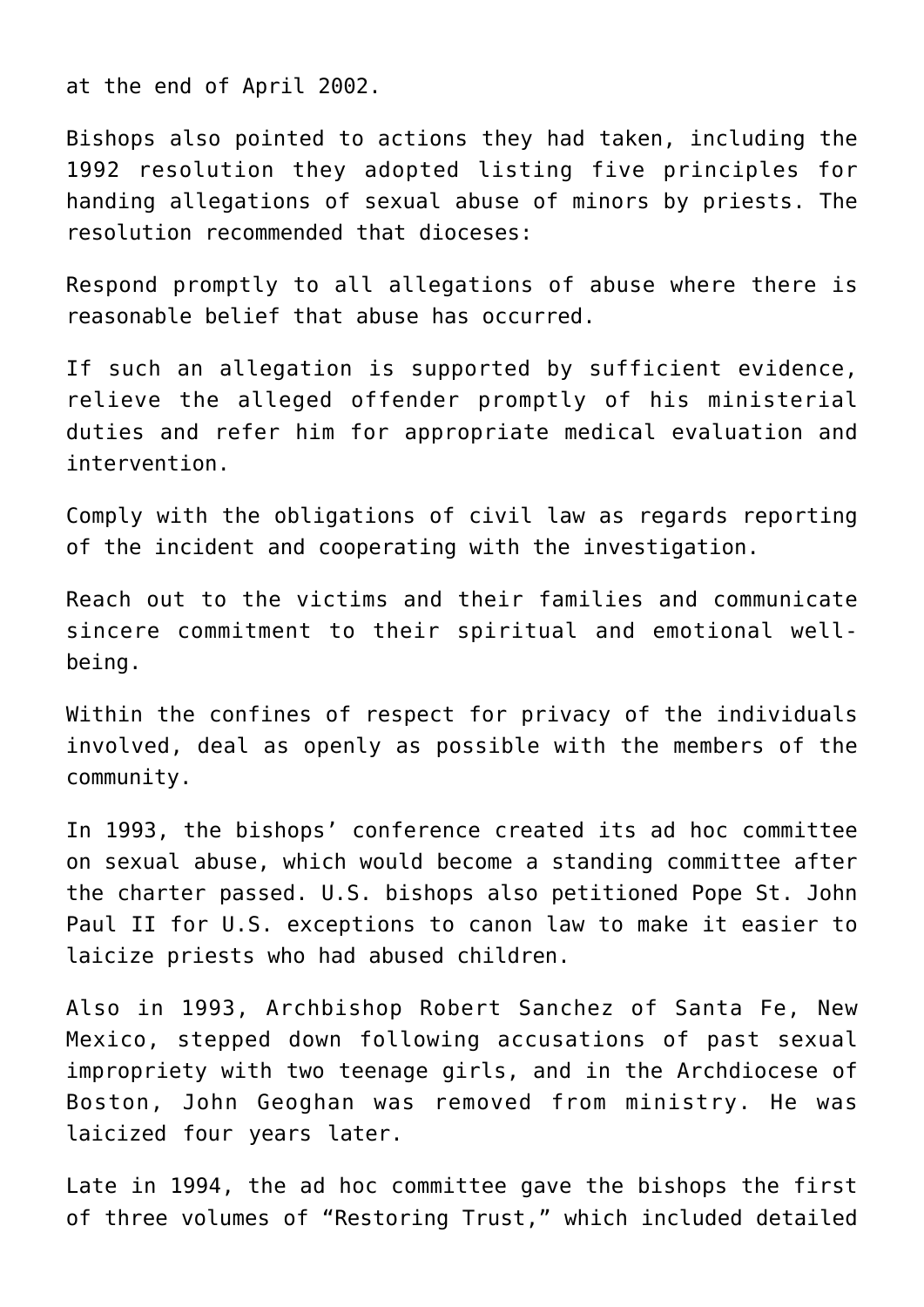at the end of April 2002.

Bishops also pointed to actions they had taken, including the 1992 resolution they adopted listing five principles for handing allegations of sexual abuse of minors by priests. The resolution recommended that dioceses:

Respond promptly to all allegations of abuse where there is reasonable belief that abuse has occurred.

If such an allegation is supported by sufficient evidence, relieve the alleged offender promptly of his ministerial duties and refer him for appropriate medical evaluation and intervention.

Comply with the obligations of civil law as regards reporting of the incident and cooperating with the investigation.

Reach out to the victims and their families and communicate sincere commitment to their spiritual and emotional well-being.

Within the confines of respect for privacy of the individuals involved, deal as openly as possible with the members of the community.

In 1993, the bishops' conference created its ad hoc committee on sexual abuse, which would become a standing committee after the charter passed. U.S. bishops also petitioned Pope St. John Paul II for U.S. exceptions to canon law to make it easier to laicize priests who had abused children.

Also in 1993, Archbishop Robert Sanchez of Santa Fe, New Mexico, stepped down following accusations of past sexual impropriety with two teenage girls, and in the Archdiocese of Boston, John Geoghan was removed from ministry. He was laicized four years later.

Late in 1994, the ad hoc committee gave the bishops the first of three volumes of "Restoring Trust," which included detailed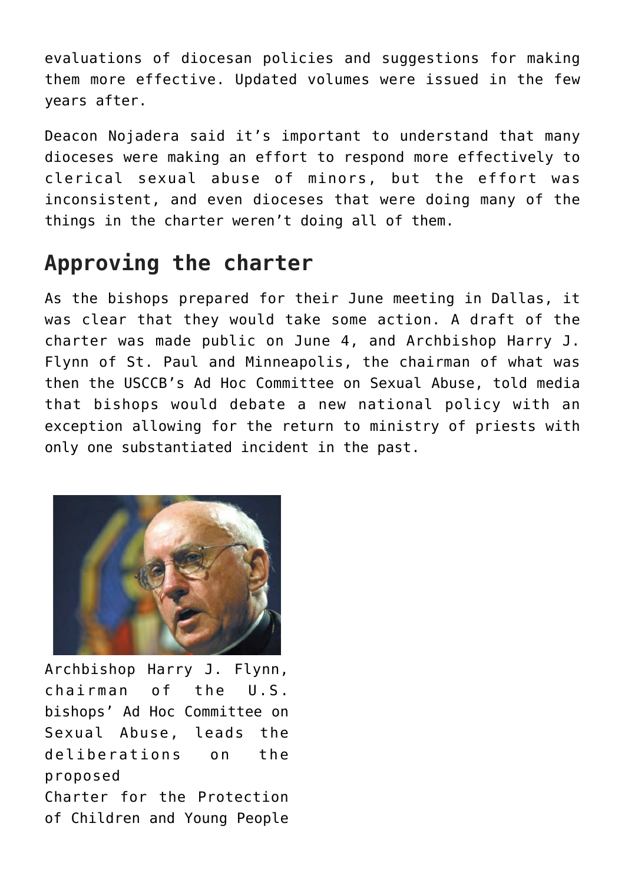evaluations of diocesan policies and suggestions for making them more effective. Updated volumes were issued in the few years after.

Deacon Nojadera said it's important to understand that many dioceses were making an effort to respond more effectively to clerical sexual abuse of minors, but the effort was inconsistent, and even dioceses that were doing many of the things in the charter weren't doing all of them.

## Approving the charter

As the bishops prepared for their June meeting in Dallas, it was clear that they would take some action. A draft of the charter was made public on June 4, and Archbishop Harry J. Flynn of St. Paul and Minneapolis, the chairman of what was then the USCCB's Ad Hoc Committee on Sexual Abuse, told media that bishops would debate a new national policy with an exception allowing for the return to ministry of priests with only one substantiated incident in the past.

Archbishop Harry J. Flynn, chairman of the U.S. bishops' Ad Hoc Committee on Sexual Abuse, leads the deliberations on the proposed Charter for the Protection of Children and Young People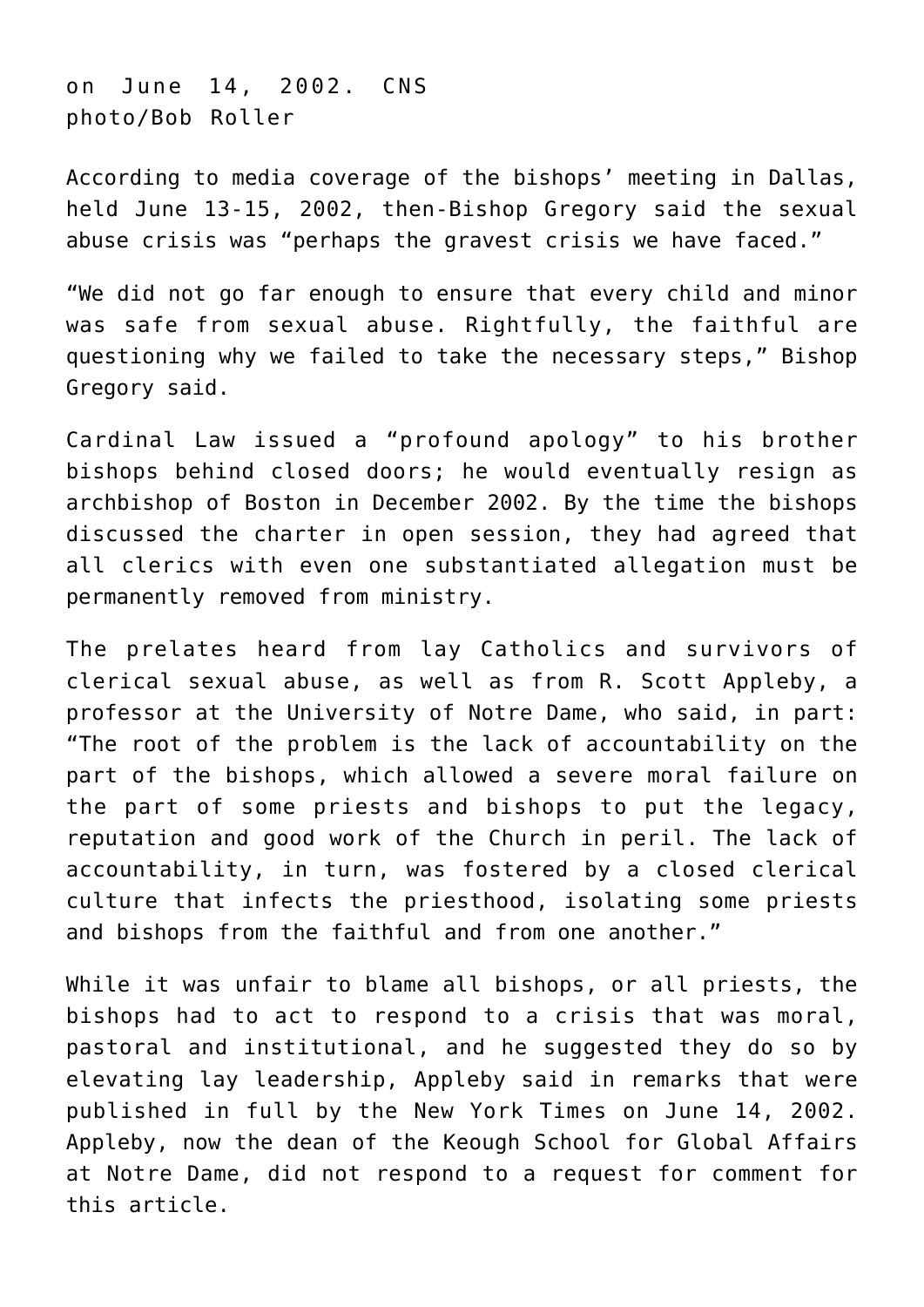on June 14, 2002. CNS photo/Bob Roller

According to media coverage of the bishops' meeting in Dallas, held June 13-15, 2002, then-Bishop Gregory said the sexual abuse crisis was "perhaps the gravest crisis we have faced."

"We did not go far enough to ensure that every child and minor was safe from sexual abuse. Rightfully, the faithful are questioning why we failed to take the necessary steps," Bishop Gregory said.

Cardinal Law issued a "profound apology" to his brother bishops behind closed doors; he would eventually resign as archbishop of Boston in December 2002. By the time the bishops discussed the charter in open session, they had agreed that all clerics with even one substantiated allegation must be permanently removed from ministry.

The prelates heard from lay Catholics and survivors of clerical sexual abuse, as well as from R. Scott Appleby, a professor at the University of Notre Dame, who said, in part: "The root of the problem is the lack of accountability on the part of the bishops, which allowed a severe moral failure on the part of some priests and bishops to put the legacy, reputation and good work of the Church in peril. The lack of accountability, in turn, was fostered by a closed clerical culture that infects the priesthood, isolating some priests and bishops from the faithful and from one another."

While it was unfair to blame all bishops, or all priests, the bishops had to act to respond to a crisis that was moral, pastoral and institutional, and he suggested they do so by elevating lay leadership, Appleby said in remarks that were published in full by the New York Times on June 14, 2002. Appleby, now the dean of the Keough School for Global Affairs at Notre Dame, did not respond to a request for comment for this article.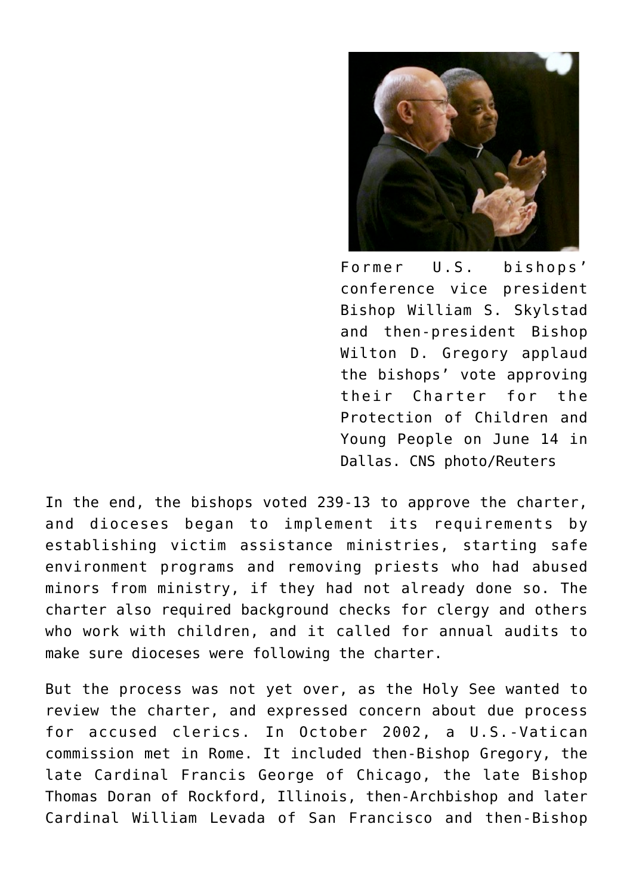Former U.S. bishops' conference vice president Bishop William S. Skylstad and then-president Bishop Wilton D. Gregory applaud the bishops' vote approving their Charter for the Protection of Children and Young People on June 14 in Dallas. CNS photo/Reuters

In the end, the bishops voted 239-13 to approve the charter, and dioceses began to implement its requirements by establishing victim assistance ministries, starting safe environment programs and removing priests who had abused minors from ministry, if they had not already done so. The charter also required background checks for clergy and others who work with children, and it called for annual audits to make sure dioceses were following the charter.

But the process was not yet over, as the Holy See wanted to review the charter, and expressed concern about due process for accused clerics. In October 2002, a U.S.-Vatican commission met in Rome. It included then-Bishop Gregory, the late Cardinal Francis George of Chicago, the late Bishop Thomas Doran of Rockford, Illinois, then-Archbishop and later Cardinal William Levada of San Francisco and then-Bishop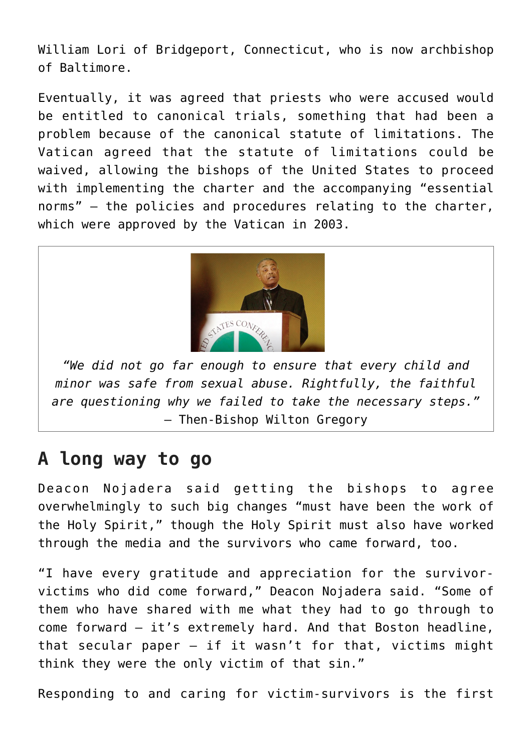William Lori of Bridgeport, Connecticut, who is now archbishop of Baltimore.

Eventually, it was agreed that priests who were accused would be entitled to canonical trials, something that had been a problem because of the canonical statute of limitations. The Vatican agreed that the statute of limitations could be waived, allowing the bishops of the United States to proceed with implementing the charter and the accompanying "essential norms" — the policies and procedures relating to the charter, which were approved by the Vatican in 2003.

*"We did not go far enough to ensure that every child and minor was safe from sexual abuse. Rightfully, the faithful are questioning why we failed to take the necessary steps."* — Then-Bishop Wilton Gregory

## A long way to go

Deacon Nojadera said getting the bishops to agree overwhelmingly to such big changes "must have been the work of the Holy Spirit," though the Holy Spirit must also have worked through the media and the survivors who came forward, too.

"I have every gratitude and appreciation for the survivor-victims who did come forward," Deacon Nojadera said. "Some of them who have shared with me what they had to go through to come forward — it's extremely hard. And that Boston headline, that secular paper — if it wasn't for that, victims might think they were the only victim of that sin."

Responding to and caring for victim-survivors is the first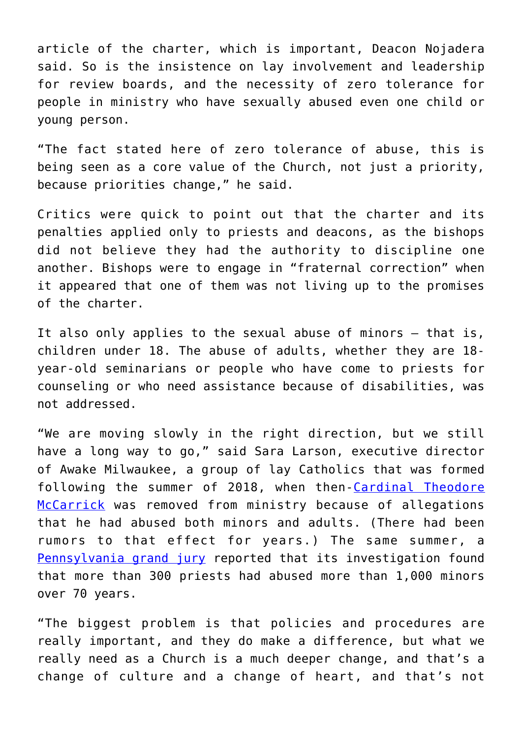article of the charter, which is important, Deacon Nojadera said. So is the insistence on lay involvement and leadership for review boards, and the necessity of zero tolerance for people in ministry who have sexually abused even one child or young person.

“The fact stated here of zero tolerance of abuse, this is being seen as a core value of the Church, not just a priority, because priorities change,” he said.

Critics were quick to point out that the charter and its penalties applied only to priests and deacons, as the bishops did not believe they had the authority to discipline one another. Bishops were to engage in “fraternal correction” when it appeared that one of them was not living up to the promises of the charter.

It also only applies to the sexual abuse of minors — that is, children under 18. The abuse of adults, whether they are 18-year-old seminarians or people who have come to priests for counseling or who need assistance because of disabilities, was not addressed.

“We are moving slowly in the right direction, but we still have a long way to go,” said Sara Larson, executive director of Awake Milwaukee, a group of lay Catholics that was formed following the summer of 2018, when then-Cardinal Theodore McCarrick was removed from ministry because of allegations that he had abused both minors and adults. (There had been rumors to that effect for years.) The same summer, a Pennsylvania grand jury reported that its investigation found that more than 300 priests had abused more than 1,000 minors over 70 years.

“The biggest problem is that policies and procedures are really important, and they do make a difference, but what we really need as a Church is a much deeper change, and that’s a change of culture and a change of heart, and that’s not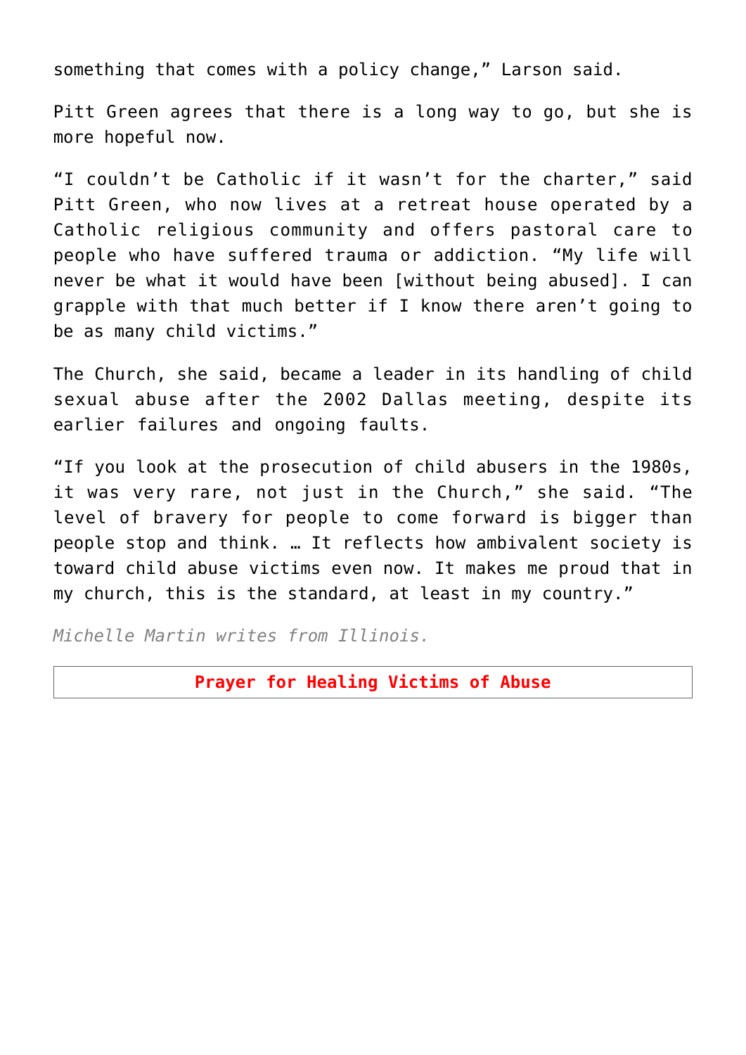something that comes with a policy change," Larson said.

Pitt Green agrees that there is a long way to go, but she is more hopeful now.

"I couldn't be Catholic if it wasn't for the charter," said Pitt Green, who now lives at a retreat house operated by a Catholic religious community and offers pastoral care to people who have suffered trauma or addiction. "My life will never be what it would have been [without being abused]. I can grapple with that much better if I know there aren't going to be as many child victims."

The Church, she said, became a leader in its handling of child sexual abuse after the 2002 Dallas meeting, despite its earlier failures and ongoing faults.

"If you look at the prosecution of child abusers in the 1980s, it was very rare, not just in the Church," she said. "The level of bravery for people to come forward is bigger than people stop and think. … It reflects how ambivalent society is toward child abuse victims even now. It makes me proud that in my church, this is the standard, at least in my country."

*Michelle Martin writes from Illinois.*

**Prayer for Healing Victims of Abuse**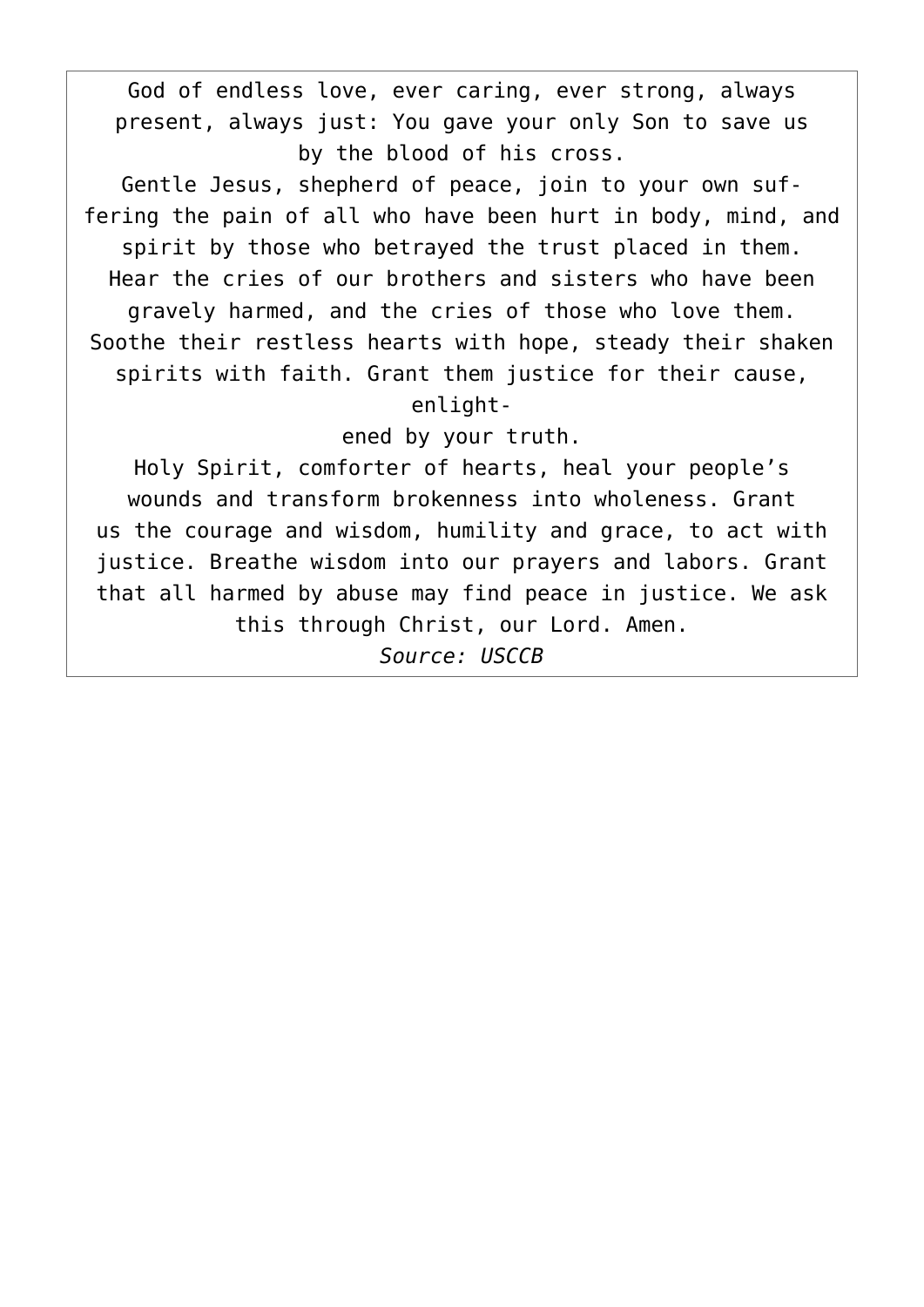God of endless love, ever caring, ever strong, always present, always just: You gave your only Son to save us by the blood of his cross.

Gentle Jesus, shepherd of peace, join to your own suffering the pain of all who have been hurt in body, mind, and spirit by those who betrayed the trust placed in them.

Hear the cries of our brothers and sisters who have been gravely harmed, and the cries of those who love them. Soothe their restless hearts with hope, steady their shaken spirits with faith. Grant them justice for their cause, enlightened by your truth.

Holy Spirit, comforter of hearts, heal your people's wounds and transform brokenness into wholeness. Grant us the courage and wisdom, humility and grace, to act with justice. Breathe wisdom into our prayers and labors. Grant that all harmed by abuse may find peace in justice. We ask this through Christ, our Lord. Amen.

*Source: USCCB*